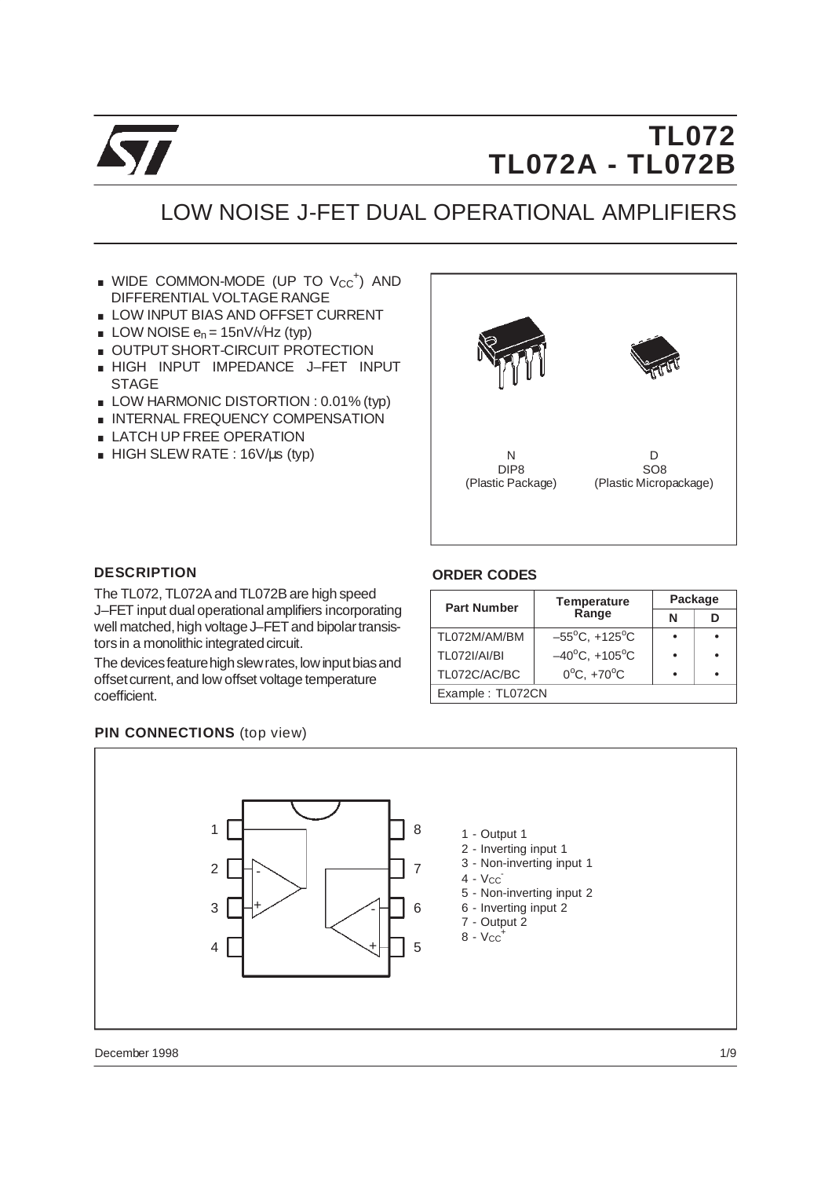# TL072
# TL072A - TL072B

## LOW NOISE J-FET DUAL OPERATIONAL AMPLIFIERS

- WIDE COMMON-MODE (UP TO $V_{CC}^+$) AND DIFFERENTIAL VOLTAGE RANGE
- LOW INPUT BIAS AND OFFSET CURRENT
- LOW NOISE $e_n$ = 15nV/√Hz (typ)
- OUTPUT SHORT-CIRCUIT PROTECTION
- HIGH INPUT IMPEDANCE J–FET INPUT STAGE
- LOW HARMONIC DISTORTION : 0.01% (typ)
- INTERNAL FREQUENCY COMPENSATION
- LATCH UP FREE OPERATION
- HIGH SLEW RATE : 16V/µs (typ)

N
DIP8
(Plastic Package)

D
SO8
(Plastic Micropackage)

### DESCRIPTION

The TL072, TL072A and TL072B are high speed J–FET input dual operational amplifiers incorporating well matched, high voltage J–FET and bipolar transistors in a monolithic integrated circuit.

The devices feature high slew rates, low input bias and offset current, and low offset voltage temperature coefficient.

### ORDER CODES

| Part Number | Temperature Range | Package | |
|---|---|---|---|
| | | N | D |
| TL072M/AM/BM | –55°C, +125°C | • | • |
| TL072I/AI/BI | –40°C, +105°C | • | • |
| TL072C/AC/BC | 0°C, +70°C | • | • |
| Example : TL072CN | | | |

### PIN CONNECTIONS (top view)

1 - Output 1
2 - Inverting input 1
3 - Non-inverting input 1
4 - $V_{CC}^-$
5 - Non-inverting input 2
6 - Inverting input 2
7 - Output 2
8 - $V_{CC}^+$

December 1998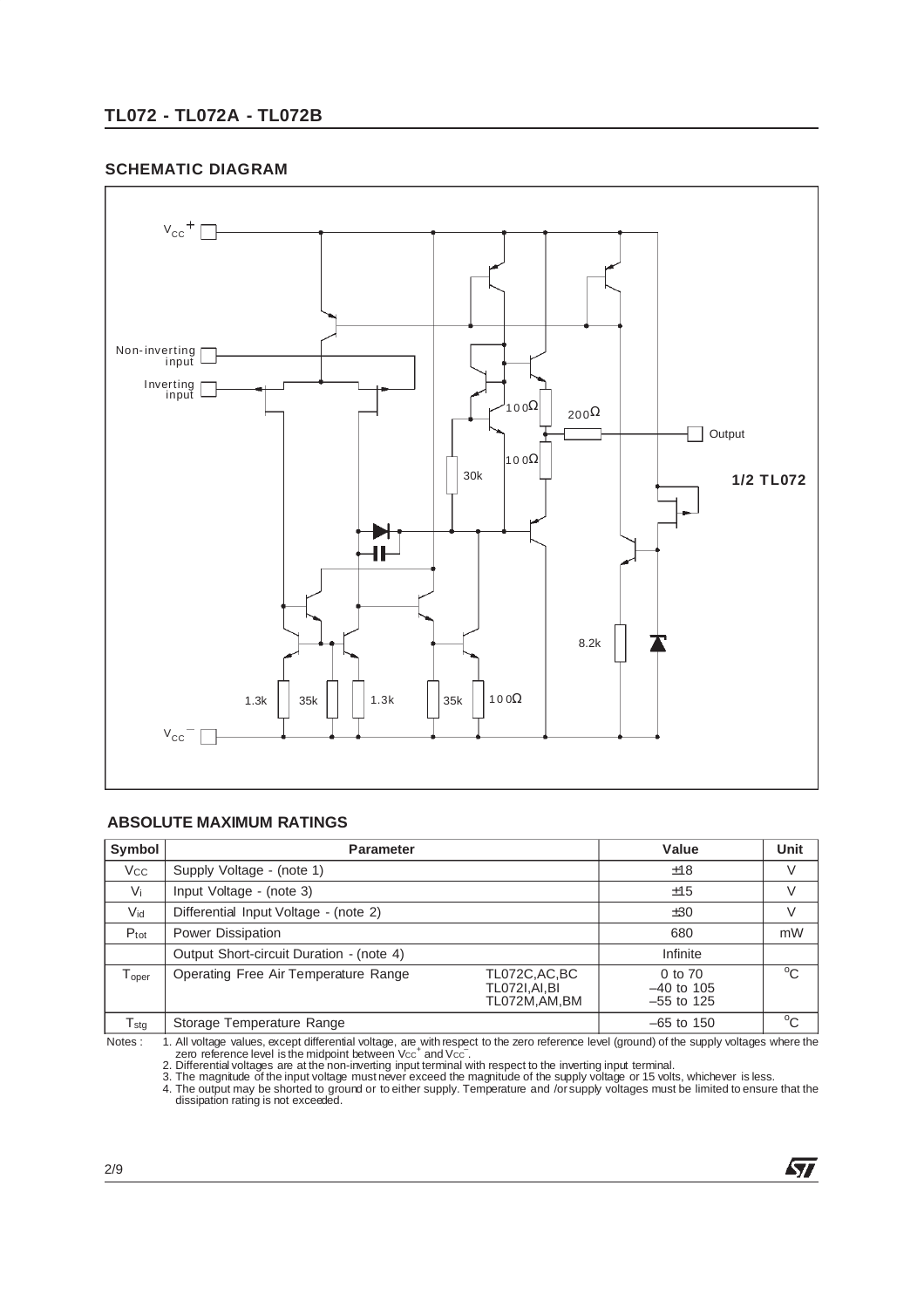## SCHEMATIC DIAGRAM

## ABSOLUTE MAXIMUM RATINGS

| Symbol | Parameter | | Value | Unit |
|---|---|---|---|---|
| $V_{CC}$ | Supply Voltage - (note 1) | | ±18 | V |
| $V_i$ | Input Voltage - (note 3) | | ±15 | V |
| $V_{id}$ | Differential Input Voltage - (note 2) | | ±30 | V |
| $P_{tot}$ | Power Dissipation | | 680 | mW |
| | Output Short-circuit Duration - (note 4) | | Infinite | |
| $T_{oper}$ | Operating Free Air Temperature Range | TL072C,AC,BC<br>TL072I,AI,BI<br>TL072M,AM,BM | 0 to 70<br>–40 to 105<br>–55 to 125 | °C |
| $T_{stg}$ | Storage Temperature Range | | –65 to 150 | °C |

Notes :
1. All voltage values, except differential voltage, are with respect to the zero reference level (ground) of the supply voltages where the zero reference level is the midpoint between $V_{CC}^+$ and $V_{CC}^-$.
2. Differential voltages are at the non-inverting input terminal with respect to the inverting input terminal.
3. The magnitude of the input voltage must never exceed the magnitude of the supply voltage or 15 volts, whichever is less.
4. The output may be shorted to ground or to either supply. Temperature and /or supply voltages must be limited to ensure that the dissipation rating is not exceeded.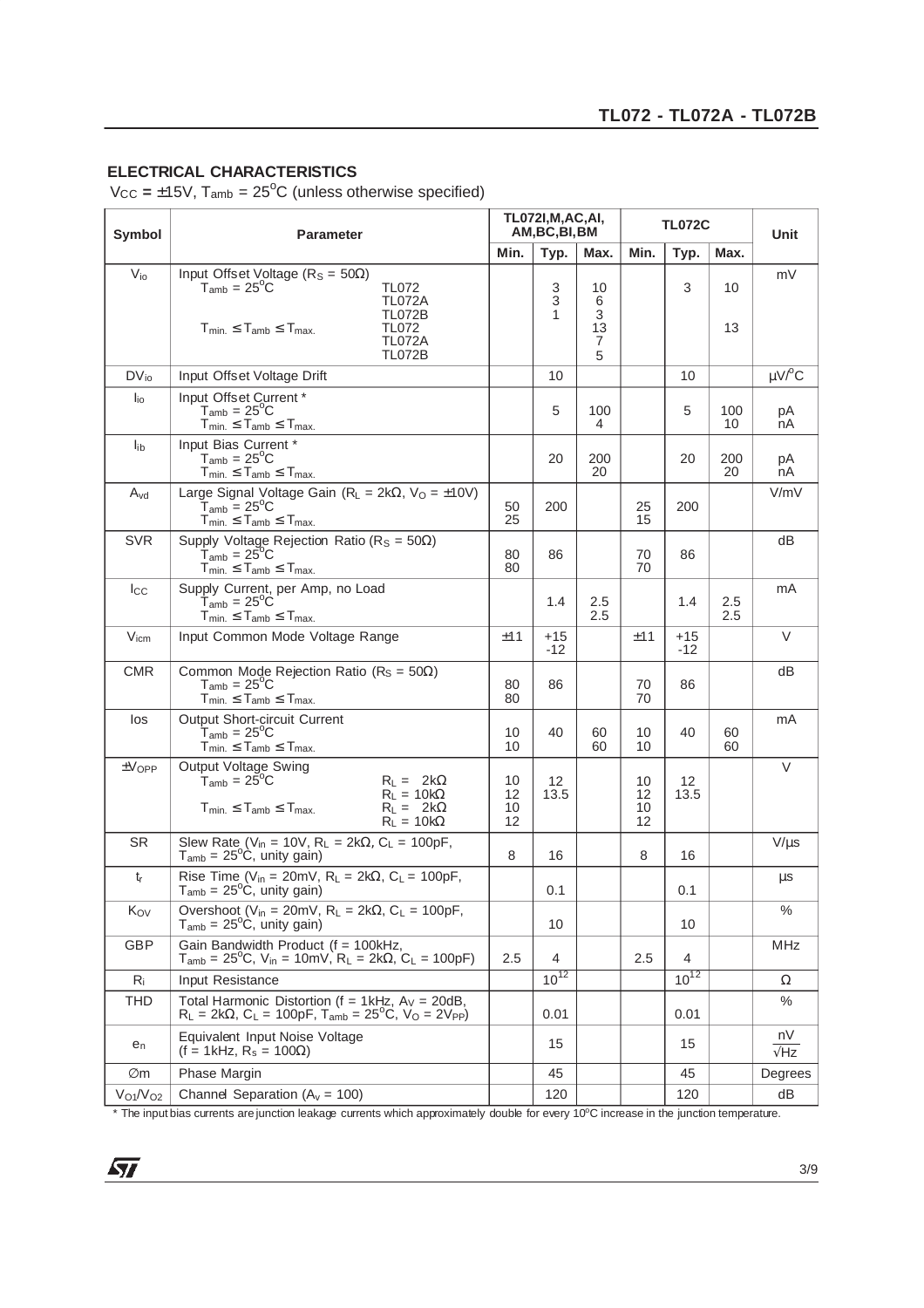## ELECTRICAL CHARACTERISTICS

$V_{CC}$ = ±15V, $T_{amb}$ = 25°C (unless otherwise specified)

| Symbol | Parameter | TL072I,M,AC,AI, AM,BC,BI,BM | | | TL072C | | | Unit |
|---|---|---|---|---|---|---|---|---|
| | | Min. | Typ. | Max. | Min. | Typ. | Max. | |
| $V_{io}$ | Input Offset Voltage ($R_S$ = 50Ω)<br>$T_{amb}$ = 25°C TL072<br>TL072A<br>TL072B<br>$T_{min.} \le T_{amb} \le T_{max.}$ TL072<br>TL072A<br>TL072B | | 3<br>3<br>1 | 10<br>6<br>3<br>13<br>7<br>5 | | 3 | 10<br><br><br>13 | mV |
| $DV_{io}$ | Input Offset Voltage Drift | | 10 | | | 10 | | μV/°C |
| $I_{io}$ | Input Offset Current *<br>$T_{amb}$ = 25°C<br>$T_{min.} \le T_{amb} \le T_{max.}$ | | 5 | 100<br>4 | | 5 | 100<br>10 | pA<br>nA |
| $I_{ib}$ | Input Bias Current *<br>$T_{amb}$ = 25°C<br>$T_{min.} \le T_{amb} \le T_{max.}$ | | 20 | 200<br>20 | | 20 | 200<br>20 | pA<br>nA |
| $A_{vd}$ | Large Signal Voltage Gain ($R_L$ = 2kΩ, $V_O$ = ±10V)<br>$T_{amb}$ = 25°C<br>$T_{min.} \le T_{amb} \le T_{max.}$ | 50<br>25 | 200 | | 25<br>15 | 200 | | V/mV |
| SVR | Supply Voltage Rejection Ratio ($R_S$ = 50Ω)<br>$T_{amb}$ = 25°C<br>$T_{min.} \le T_{amb} \le T_{max.}$ | 80<br>80 | 86 | | 70<br>70 | 86 | | dB |
| $I_{CC}$ | Supply Current, per Amp, no Load<br>$T_{amb}$ = 25°C<br>$T_{min.} \le T_{amb} \le T_{max.}$ | | 1.4 | 2.5<br>2.5 | | 1.4 | 2.5<br>2.5 | mA |
| $V_{icm}$ | Input Common Mode Voltage Range | ±11 | +15<br>-12 | | ±11 | +15<br>-12 | | V |
| CMR | Common Mode Rejection Ratio ($R_S$ = 50Ω)<br>$T_{amb}$ = 25°C<br>$T_{min.} \le T_{amb} \le T_{max.}$ | 80<br>80 | 86 | | 70<br>70 | 86 | | dB |
| Ios | Output Short-circuit Current<br>$T_{amb}$ = 25°C<br>$T_{min.} \le T_{amb} \le T_{max.}$ | 10<br>10 | 40 | 60<br>60 | 10<br>10 | 40 | 60<br>60 | mA |
| $\pm V_{OPP}$ | Output Voltage Swing<br>$T_{amb}$ = 25°C $R_L$ = 2kΩ<br>$R_L$ = 10kΩ<br>$T_{min.} \le T_{amb} \le T_{max.}$ $R_L$ = 2kΩ<br>$R_L$ = 10kΩ | 10<br>12<br>10<br>12 | 12<br>13.5 | | 10<br>12<br>10<br>12 | 12<br>13.5 | | V |
| SR | Slew Rate ($V_{in}$ = 10V, $R_L$ = 2kΩ, $C_L$ = 100pF, $T_{amb}$ = 25°C, unity gain) | 8 | 16 | | 8 | 16 | | V/μs |
| $t_r$ | Rise Time ($V_{in}$ = 20mV, $R_L$ = 2kΩ, $C_L$ = 100pF, $T_{amb}$ = 25°C, unity gain) | | 0.1 | | | 0.1 | | μs |
| $K_{OV}$ | Overshoot ($V_{in}$ = 20mV, $R_L$ = 2kΩ, $C_L$ = 100pF, $T_{amb}$ = 25°C, unity gain) | | 10 | | | 10 | | % |
| GBP | Gain Bandwidth Product (f = 100kHz, $T_{amb}$ = 25°C, $V_{in}$ = 10mV, $R_L$ = 2kΩ, $C_L$ = 100pF) | 2.5 | 4 | | 2.5 | 4 | | MHz |
| $R_i$ | Input Resistance | | $10^{12}$ | | | $10^{12}$ | | Ω |
| THD | Total Harmonic Distortion (f = 1kHz, $A_V$ = 20dB, $R_L$ = 2kΩ, $C_L$ = 100pF, $T_{amb}$ = 25°C, $V_O$ = 2$V_{PP}$) | | 0.01 | | | 0.01 | | % |
| $e_n$ | Equivalent Input Noise Voltage (f = 1kHz, $R_s$ = 100Ω) | | 15 | | | 15 | | $\frac{nV}{\sqrt{Hz}}$ |
| ∅m | Phase Margin | | 45 | | | 45 | | Degrees |
| $V_{O1}/V_{O2}$ | Channel Separation ($A_v$ = 100) | | 120 | | | 120 | | dB |

* The input bias currents are junction leakage currents which approximately double for every 10°C increase in the junction temperature.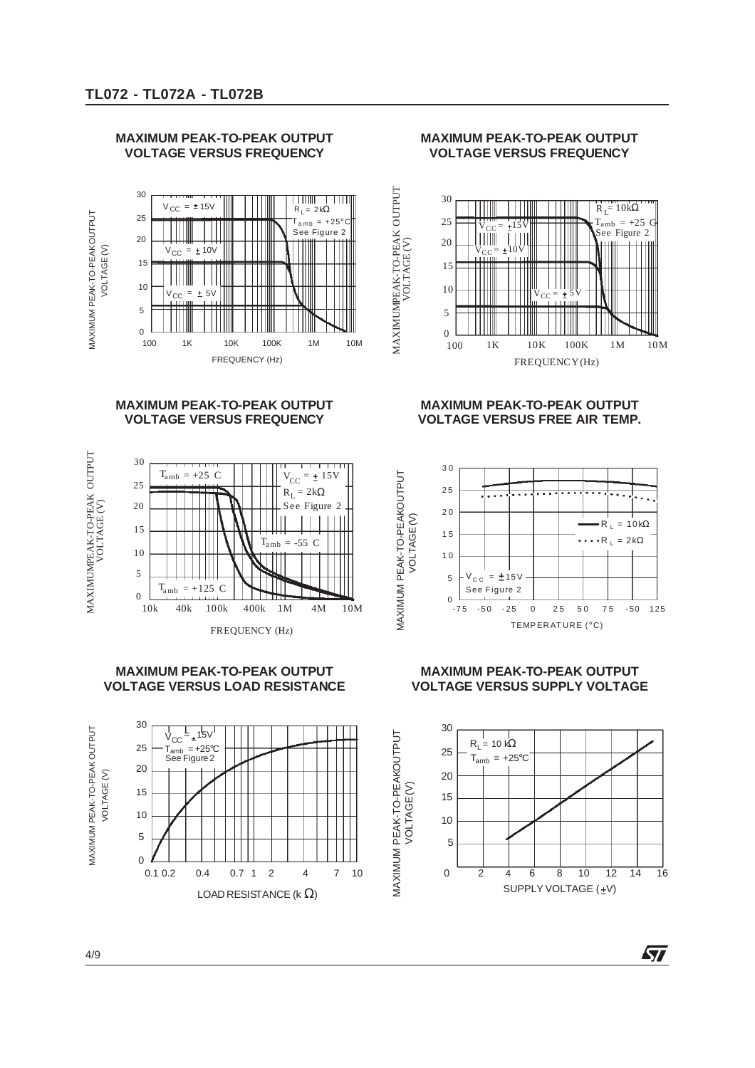**MAXIMUM PEAK-TO-PEAK OUTPUT VOLTAGE VERSUS FREQUENCY**

MAXIMUM PEAK-TO-PEAK OUTPUT VOLTAGE (V)

$V_{CC}$ = ± 15V
$V_{CC}$ = ± 10V
$V_{CC}$ = ± 5V
$R_L$ = 2kΩ
$T_{amb}$ = +25°C
See Figure 2

FREQUENCY (Hz)

**MAXIMUM PEAK-TO-PEAK OUTPUT VOLTAGE VERSUS FREQUENCY**

MAXIMUM PEAK-TO-PEAK OUTPUT VOLTAGE (V)

$R_L$ = 10kΩ
$T_{amb}$ = +25 C
See Figure 2
$V_{CC}$ = ±15V
$V_{CC}$ = ±10V
$V_{CC}$ = ± 5V

FREQUENCY (Hz)

**MAXIMUM PEAK-TO-PEAK OUTPUT VOLTAGE VERSUS FREQUENCY**

MAXIMUM PEAK-TO-PEAK OUTPUT VOLTAGE (V)

$T_{amb}$ = +25 C
$V_{CC}$ = ± 15V
$R_L$ = 2kΩ
See Figure 2
$T_{amb}$ = -55 C
$T_{amb}$ = +125 C

FREQUENCY (Hz)

**MAXIMUM PEAK-TO-PEAK OUTPUT VOLTAGE VERSUS FREE AIR TEMP.**

MAXIMUM PEAK-TO-PEAK OUTPUT VOLTAGE (V)

$R_L$ = 10kΩ
$R_L$ = 2kΩ
$V_{CC}$ = ±15V
See Figure 2

TEMPERATURE (°C)

**MAXIMUM PEAK-TO-PEAK OUTPUT VOLTAGE VERSUS LOAD RESISTANCE**

MAXIMUM PEAK-TO-PEAK OUTPUT VOLTAGE (V)

$V_{CC}$ = ± 15V
$T_{amb}$ = +25°C
See Figure 2

LOAD RESISTANCE (k Ω)

**MAXIMUM PEAK-TO-PEAK OUTPUT VOLTAGE VERSUS SUPPLY VOLTAGE**

MAXIMUM PEAK-TO-PEAK OUTPUT VOLTAGE (V)

$R_L$ = 10 kΩ
$T_{amb}$ = +25°C

SUPPLY VOLTAGE (±V)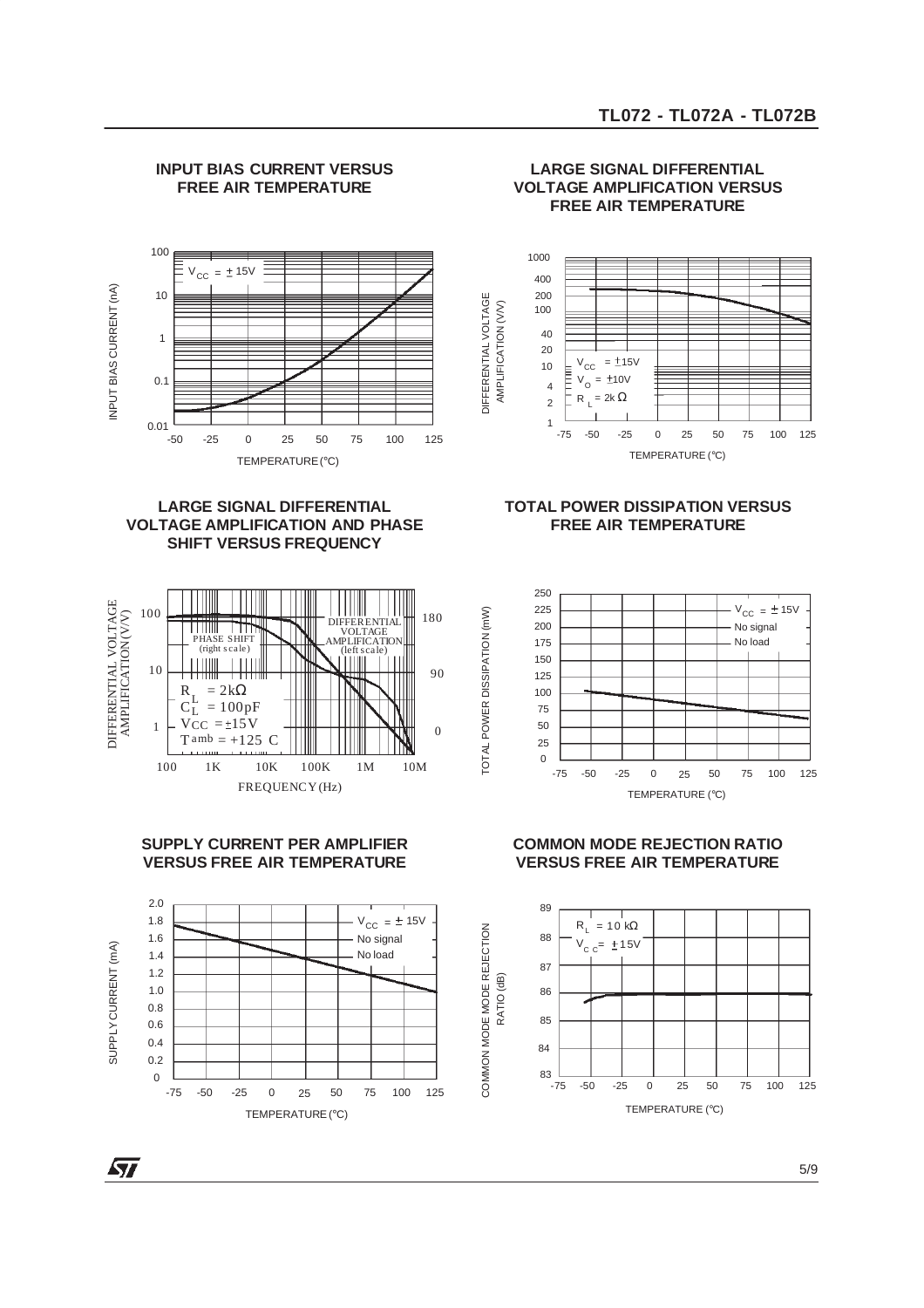## INPUT BIAS CURRENT VERSUS FREE AIR TEMPERATURE

$V_{CC} = \pm 15V$

INPUT BIAS CURRENT (nA)

TEMPERATURE (°C)

## LARGE SIGNAL DIFFERENTIAL VOLTAGE AMPLIFICATION VERSUS FREE AIR TEMPERATURE

$V_{CC} = \pm 15V$
$V_O = \pm 10V$
$R_L = 2k\Omega$

DIFFERENTIAL VOLTAGE AMPLIFICATION (V/V)

TEMPERATURE (°C)

## LARGE SIGNAL DIFFERENTIAL VOLTAGE AMPLIFICATION AND PHASE SHIFT VERSUS FREQUENCY

PHASE SHIFT (right scale)

DIFFERENTIAL VOLTAGE AMPLIFICATION (left scale)

$R_L = 2k\Omega$
$C_L = 100pF$
$V_{CC} = \pm 15V$
$T_{amb} = +125\ C$

DIFFERENTIAL VOLTAGE AMPLIFICATION (V/V)

FREQUENCY (Hz)

## TOTAL POWER DISSIPATION VERSUS FREE AIR TEMPERATURE

$V_{CC} = \pm 15V$
No signal
No load

TOTAL POWER DISSIPATION (mW)

TEMPERATURE (°C)

## SUPPLY CURRENT PER AMPLIFIER VERSUS FREE AIR TEMPERATURE

$V_{CC} = \pm 15V$
No signal
No load

SUPPLY CURRENT (mA)

TEMPERATURE (°C)

## COMMON MODE REJECTION RATIO VERSUS FREE AIR TEMPERATURE

$R_L = 10\ k\Omega$
$V_{CC} = \pm 15V$

COMMON MODE REJECTION RATIO (dB)

TEMPERATURE (°C)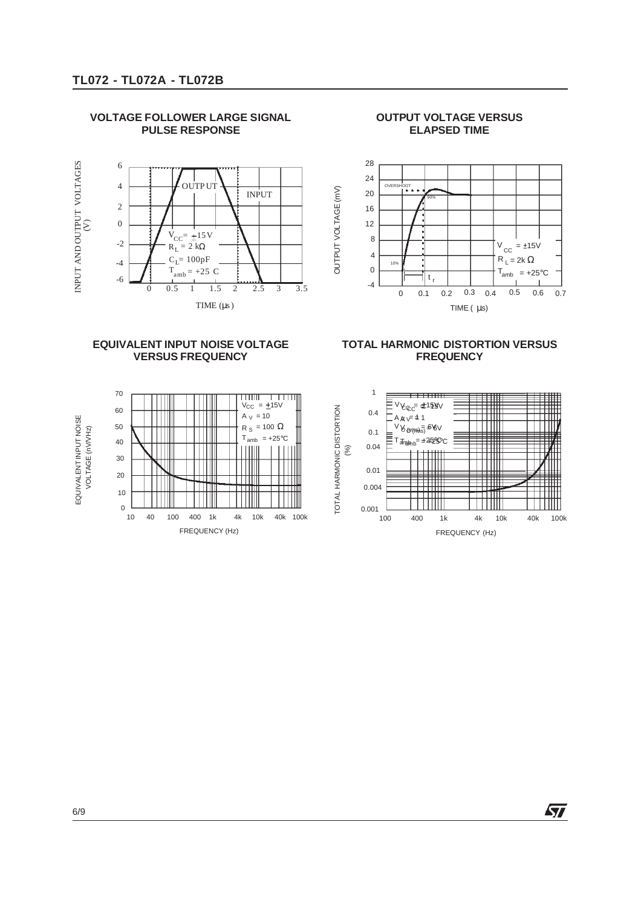### VOLTAGE FOLLOWER LARGE SIGNAL PULSE RESPONSE

INPUT AND OUTPUT VOLTAGES (V)

OUTPUT

INPUT

$V_{CC} = \pm15V$
$R_L = 2\ k\Omega$
$C_L = 100pF$
$T_{amb} = +25\ C$

TIME ($\mu s$)

### OUTPUT VOLTAGE VERSUS ELAPSED TIME

OUTPUT VOLTAGE (mV)

OVERSHOOT

90%

10%

$t_r$

$V_{CC} = \pm15V$
$R_L = 2k\ \Omega$
$T_{amb} = +25°C$

TIME ($\mu s$)

### EQUIVALENT INPUT NOISE VOLTAGE VERSUS FREQUENCY

EQUIVALENT INPUT NOISE VOLTAGE (nV/VHz)

$V_{CC} = \pm15V$
$A_V = 10$
$R_S = 100\ \Omega$
$T_{amb} = +25°C$

FREQUENCY (Hz)

### TOTAL HARMONIC DISTORTION VERSUS FREQUENCY

TOTAL HARMONIC DISTORTION (%)

$V_{CC} = \pm15V$
$A_V = 1$
$V_{O\,(rms)} = 6V$
$T_{amb} = +25°C$

FREQUENCY (Hz)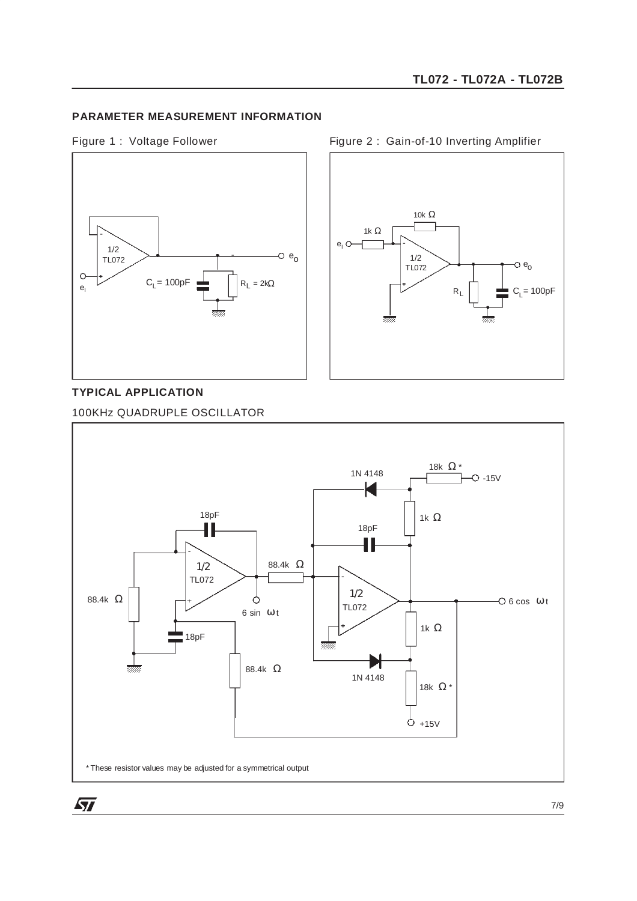## PARAMETER MEASUREMENT INFORMATION

Figure 1 : Voltage Follower

Figure 2 : Gain-of-10 Inverting Amplifier

## TYPICAL APPLICATION

100KHz QUADRUPLE OSCILLATOR

* These resistor values may be adjusted for a symmetrical output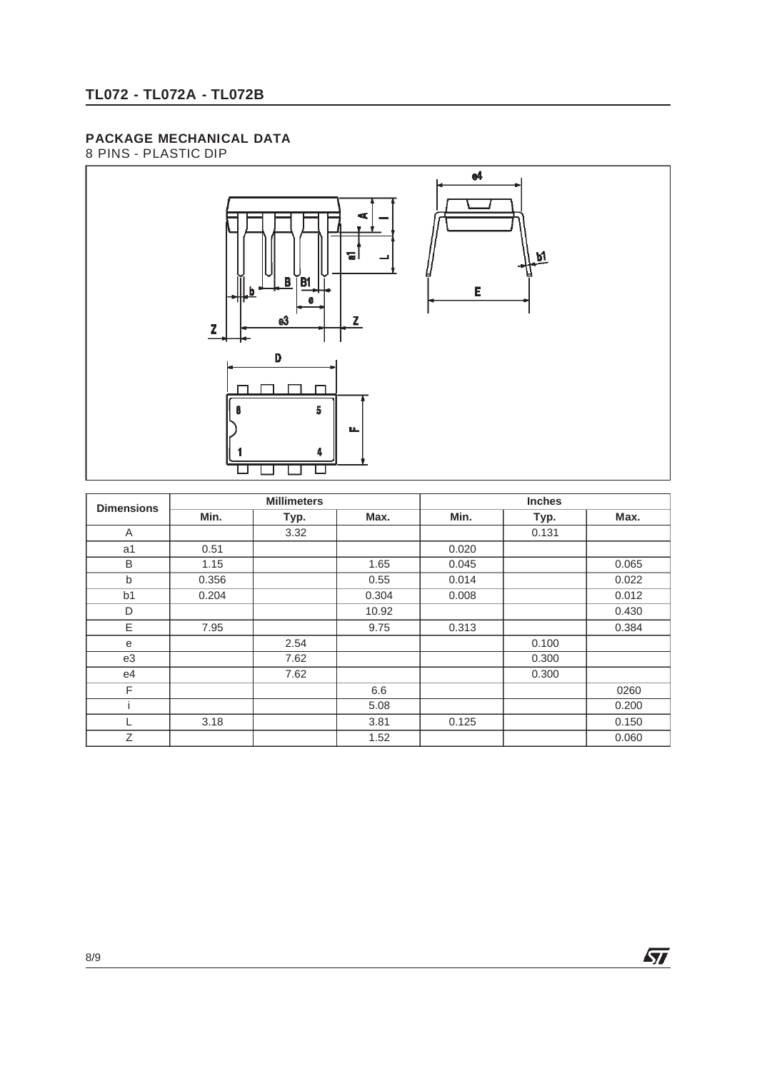## PACKAGE MECHANICAL DATA

8 PINS - PLASTIC DIP

| Dimensions | Millimeters | | | Inches | | |
|---|---|---|---|---|---|---|
| | Min. | Typ. | Max. | Min. | Typ. | Max. |
| A | | 3.32 | | | 0.131 | |
| a1 | 0.51 | | | 0.020 | | |
| B | 1.15 | | 1.65 | 0.045 | | 0.065 |
| b | 0.356 | | 0.55 | 0.014 | | 0.022 |
| b1 | 0.204 | | 0.304 | 0.008 | | 0.012 |
| D | | | 10.92 | | | 0.430 |
| E | 7.95 | | 9.75 | 0.313 | | 0.384 |
| e | | 2.54 | | | 0.100 | |
| e3 | | 7.62 | | | 0.300 | |
| e4 | | 7.62 | | | 0.300 | |
| F | | | 6.6 | | | 0260 |
| i | | | 5.08 | | | 0.200 |
| L | 3.18 | | 3.81 | 0.125 | | 0.150 |
| Z | | | 1.52 | | | 0.060 |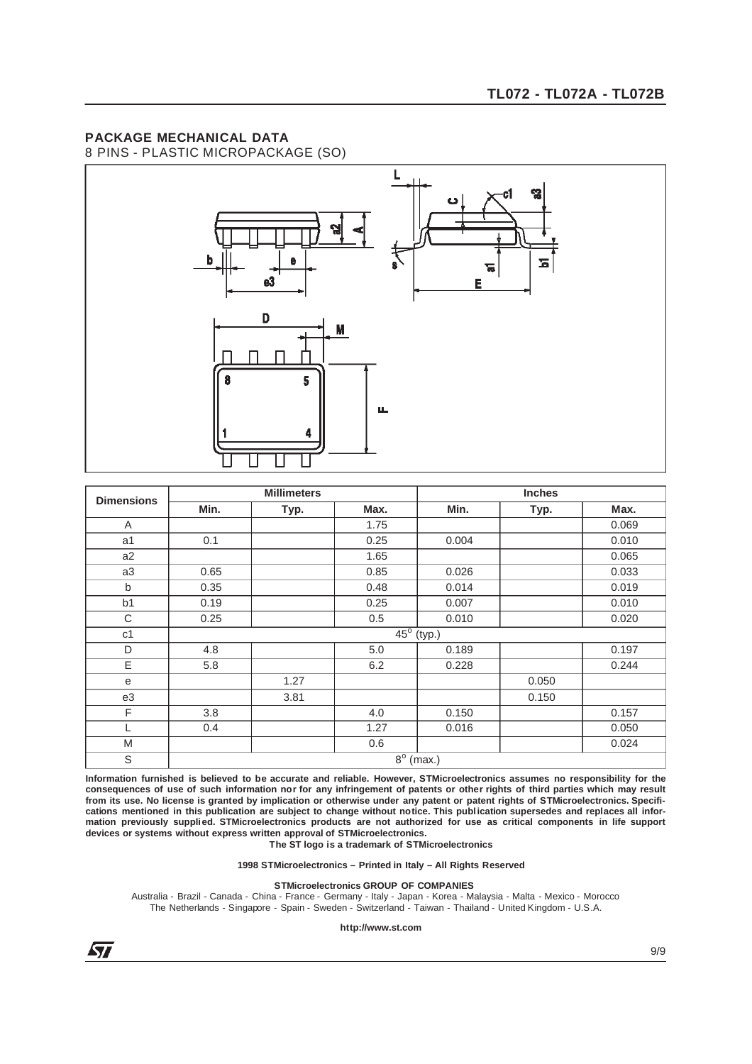## PACKAGE MECHANICAL DATA

8 PINS - PLASTIC MICROPACKAGE (SO)

L
c1
C
a3
a2
A
b
e
e3
s
a1
E
b1
D
M
8
5
1
4
F

| Dimensions | Millimeters | | | Inches | | |
|---|---|---|---|---|---|---|
| | Min. | Typ. | Max. | Min. | Typ. | Max. |
| A | | | 1.75 | | | 0.069 |
| a1 | 0.1 | | 0.25 | 0.004 | | 0.010 |
| a2 | | | 1.65 | | | 0.065 |
| a3 | 0.65 | | 0.85 | 0.026 | | 0.033 |
| b | 0.35 | | 0.48 | 0.014 | | 0.019 |
| b1 | 0.19 | | 0.25 | 0.007 | | 0.010 |
| C | 0.25 | | 0.5 | 0.010 | | 0.020 |
| c1 | 45° (typ.) | | | | | |
| D | 4.8 | | 5.0 | 0.189 | | 0.197 |
| E | 5.8 | | 6.2 | 0.228 | | 0.244 |
| e | | 1.27 | | | 0.050 | |
| e3 | | 3.81 | | | 0.150 | |
| F | 3.8 | | 4.0 | 0.150 | | 0.157 |
| L | 0.4 | | 1.27 | 0.016 | | 0.050 |
| M | | | 0.6 | | | 0.024 |
| S | 8° (max.) | | | | | |

**Information furnished is believed to be accurate and reliable. However, STMicroelectronics assumes no responsibility for the consequences of use of such information nor for any infringement of patents or other rights of third parties which may result from its use. No license is granted by implication or otherwise under any patent or patent rights of STMicroelectronics. Specifications mentioned in this publication are subject to change without notice. This publication supersedes and replaces all information previously supplied. STMicroelectronics products are not authorized for use as critical components in life support devices or systems without express written approval of STMicroelectronics.**

**The ST logo is a trademark of STMicroelectronics**

**1998 STMicroelectronics – Printed in Italy – All Rights Reserved**

**STMicroelectronics GROUP OF COMPANIES**

Australia - Brazil - Canada - China - France - Germany - Italy - Japan - Korea - Malaysia - Malta - Mexico - Morocco
The Netherlands - Singapore - Spain - Sweden - Switzerland - Taiwan - Thailand - United Kingdom - U.S.A.

**http://www.st.com**